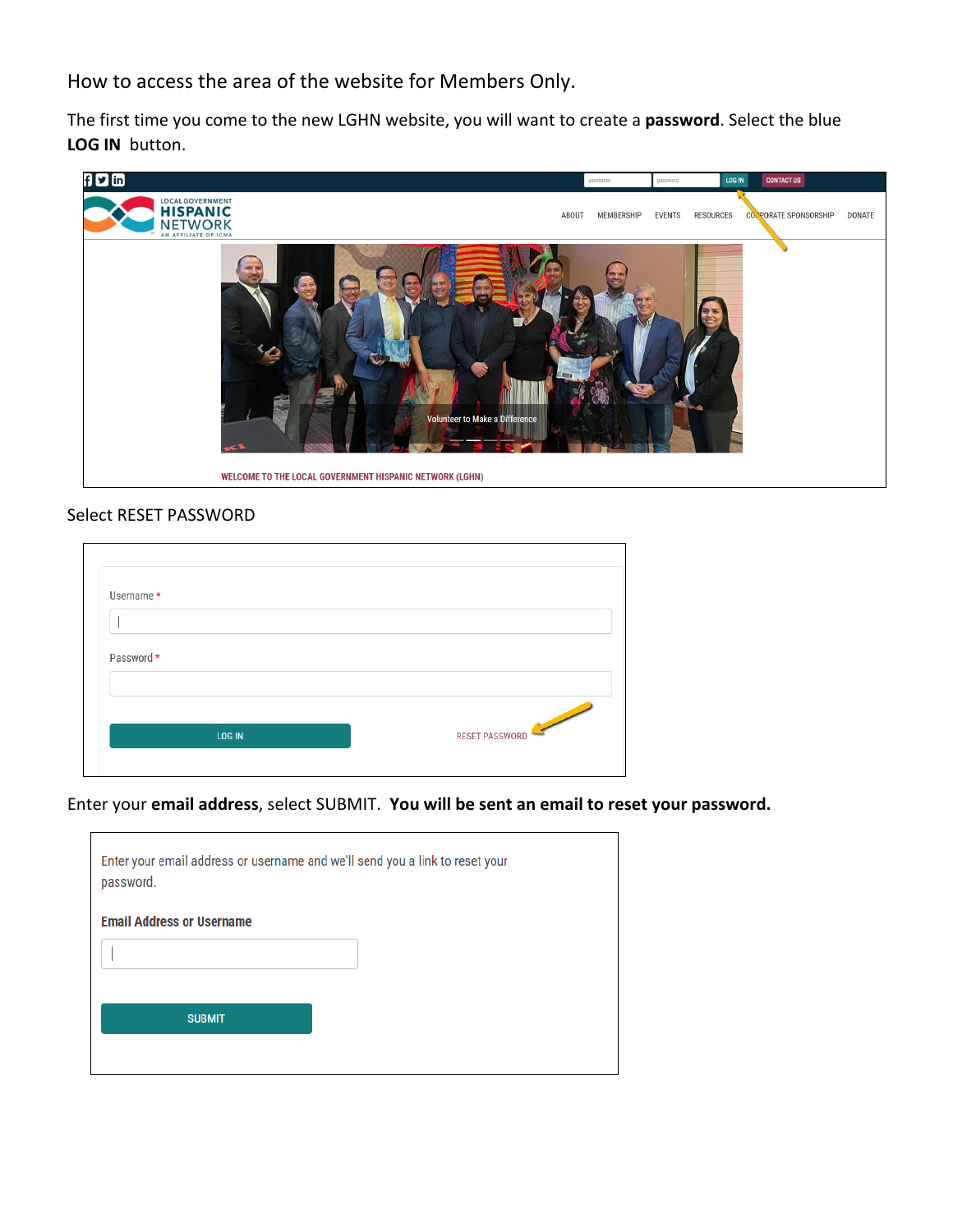How to access the area of the website for Members Only.

The first time you come to the new LGHN website, you will want to create a **password**. Select the blue **LOG IN** button.

Select RESET PASSWORD

Enter your **email address**, select SUBMIT. **You will be sent an email to reset your password.**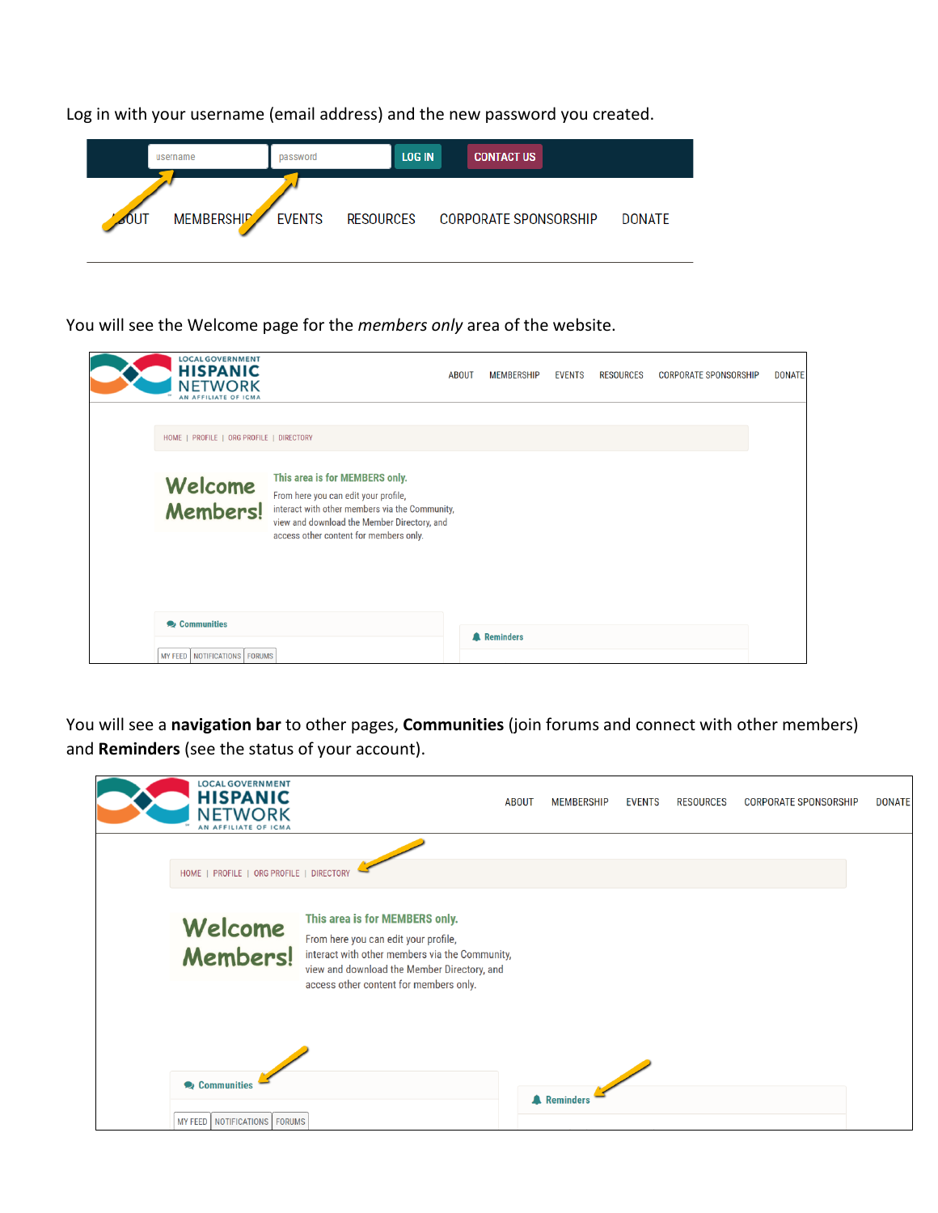Log in with your username (email address) and the new password you created.

You will see the Welcome page for the *members only* area of the website.

You will see a **navigation bar** to other pages, **Communities** (join forums and connect with other members) and **Reminders** (see the status of your account).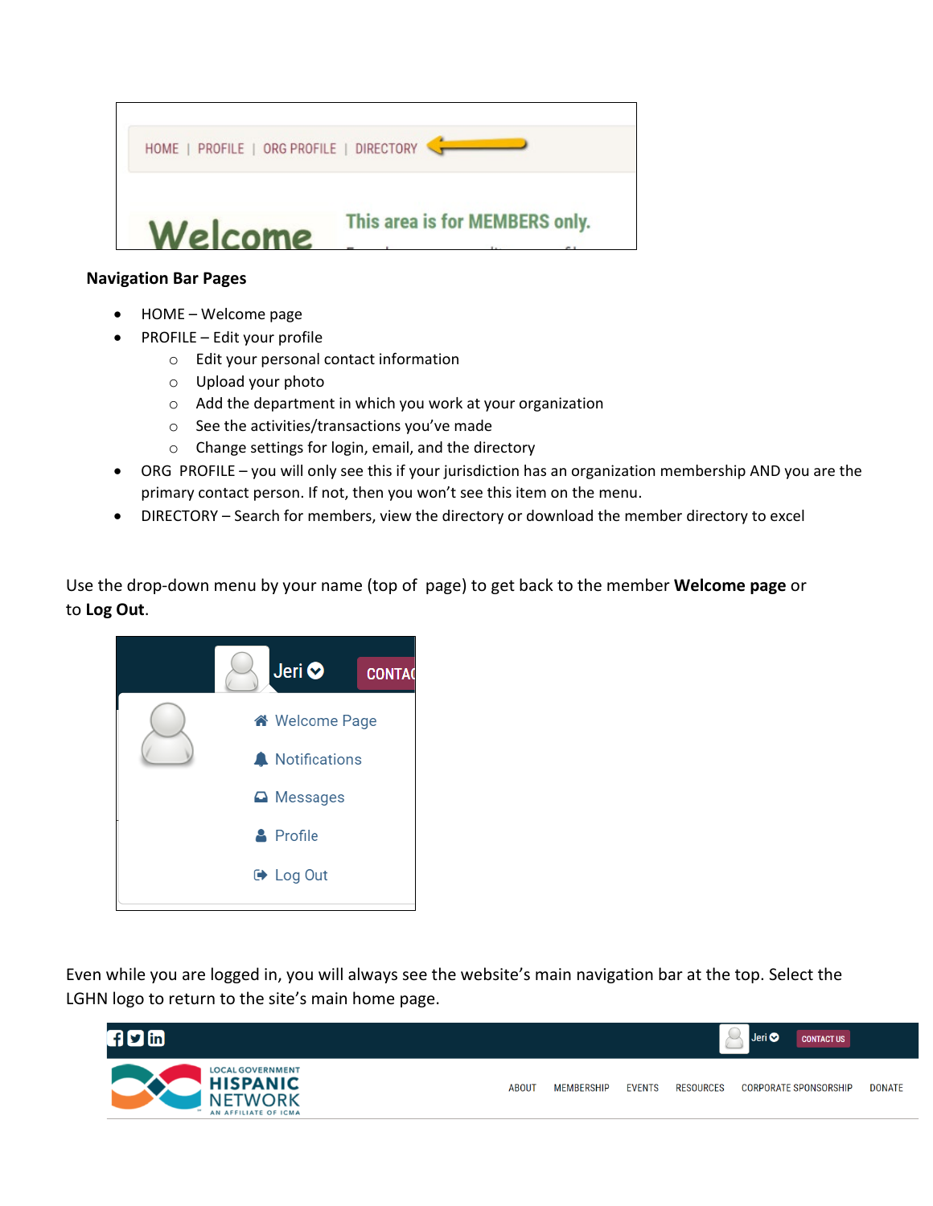**Navigation Bar Pages**

- HOME – Welcome page
- PROFILE – Edit your profile
  - Edit your personal contact information
  - Upload your photo
  - Add the department in which you work at your organization
  - See the activities/transactions you've made
  - Change settings for login, email, and the directory
- ORG PROFILE – you will only see this if your jurisdiction has an organization membership AND you are the primary contact person. If not, then you won't see this item on the menu.
- DIRECTORY – Search for members, view the directory or download the member directory to excel

Use the drop-down menu by your name (top of page) to get back to the member **Welcome page** or to **Log Out**.

Even while you are logged in, you will always see the website's main navigation bar at the top. Select the LGHN logo to return to the site's main home page.